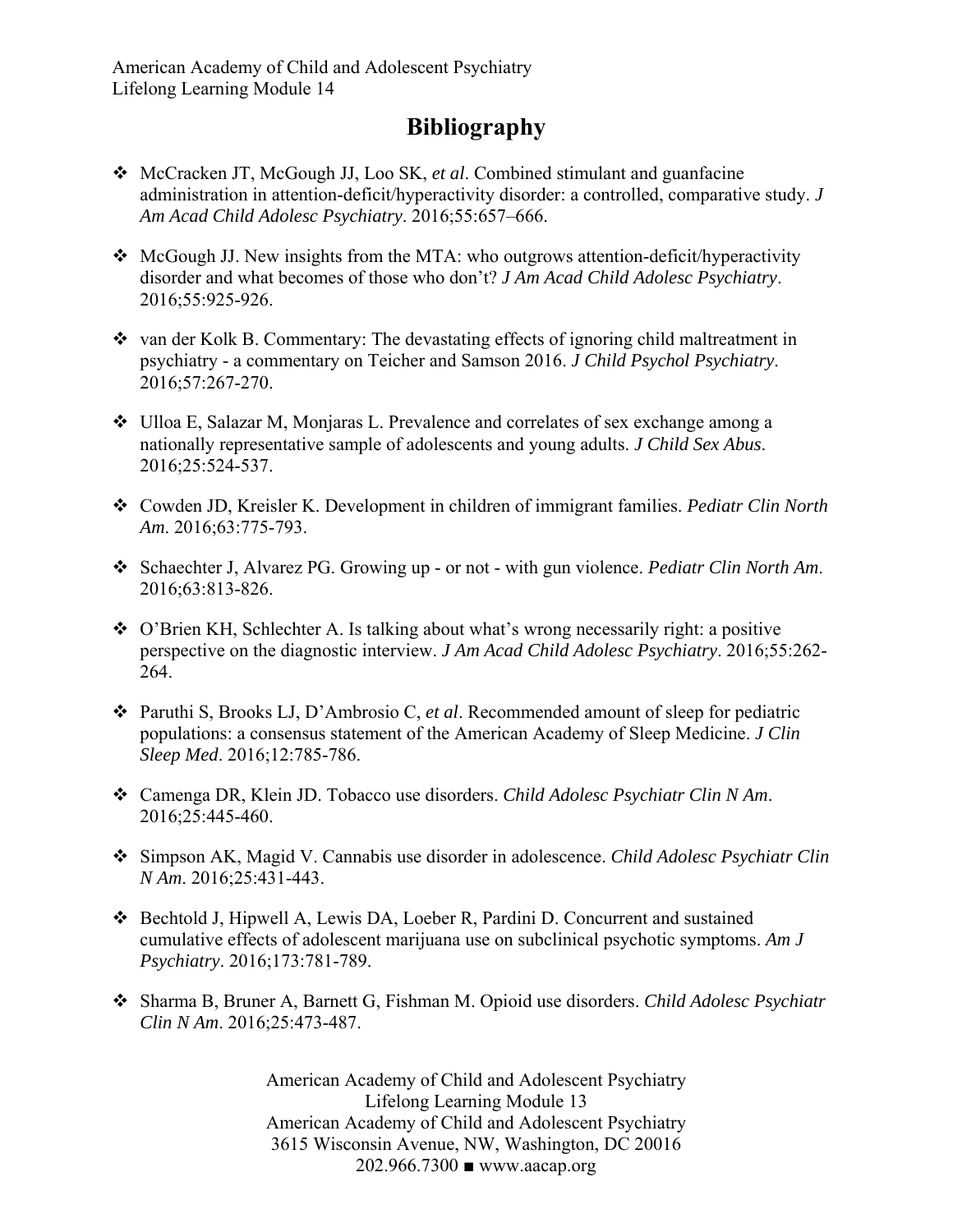# Bibliography

- McCracken JT, McGough JJ, Loo SK, *et al*. Combined stimulant and guanfacine administration in attention-deficit/hyperactivity disorder: a controlled, comparative study. *J Am Acad Child Adolesc Psychiatry*. 2016;55:657–666.

- McGough JJ. New insights from the MTA: who outgrows attention-deficit/hyperactivity disorder and what becomes of those who don't? *J Am Acad Child Adolesc Psychiatry*. 2016;55:925-926.

- van der Kolk B. Commentary: The devastating effects of ignoring child maltreatment in psychiatry - a commentary on Teicher and Samson 2016. *J Child Psychol Psychiatry*. 2016;57:267-270.

- Ulloa E, Salazar M, Monjaras L. Prevalence and correlates of sex exchange among a nationally representative sample of adolescents and young adults. *J Child Sex Abus*. 2016;25:524-537.

- Cowden JD, Kreisler K. Development in children of immigrant families. *Pediatr Clin North Am*. 2016;63:775-793.

- Schaechter J, Alvarez PG. Growing up - or not - with gun violence. *Pediatr Clin North Am*. 2016;63:813-826.

- O'Brien KH, Schlechter A. Is talking about what's wrong necessarily right: a positive perspective on the diagnostic interview. *J Am Acad Child Adolesc Psychiatry*. 2016;55:262-264.

- Paruthi S, Brooks LJ, D'Ambrosio C, *et al*. Recommended amount of sleep for pediatric populations: a consensus statement of the American Academy of Sleep Medicine. *J Clin Sleep Med*. 2016;12:785-786.

- Camenga DR, Klein JD. Tobacco use disorders. *Child Adolesc Psychiatr Clin N Am*. 2016;25:445-460.

- Simpson AK, Magid V. Cannabis use disorder in adolescence. *Child Adolesc Psychiatr Clin N Am*. 2016;25:431-443.

- Bechtold J, Hipwell A, Lewis DA, Loeber R, Pardini D. Concurrent and sustained cumulative effects of adolescent marijuana use on subclinical psychotic symptoms. *Am J Psychiatry*. 2016;173:781-789.

- Sharma B, Bruner A, Barnett G, Fishman M. Opioid use disorders. *Child Adolesc Psychiatr Clin N Am*. 2016;25:473-487.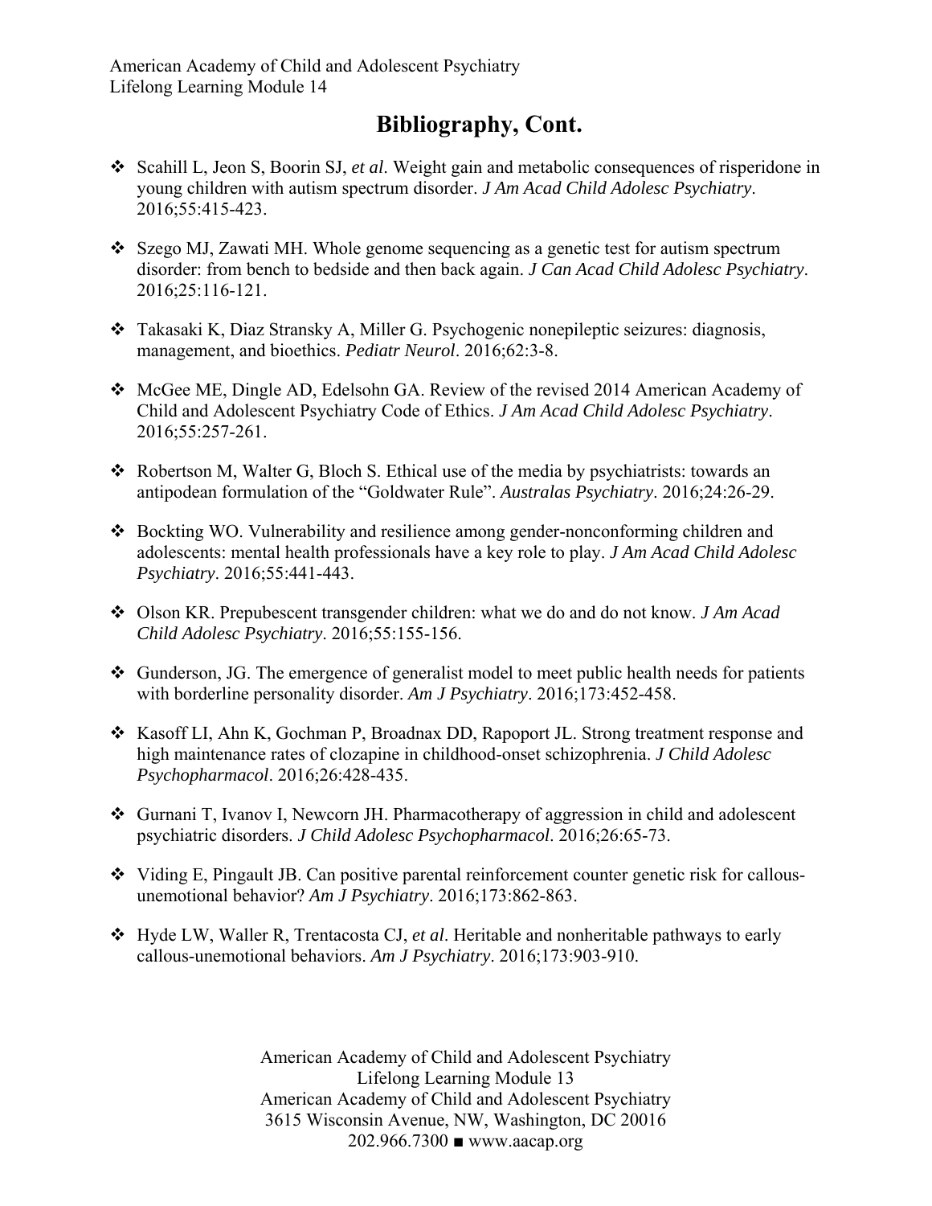# Bibliography, Cont.

- Scahill L, Jeon S, Boorin SJ, *et al*. Weight gain and metabolic consequences of risperidone in young children with autism spectrum disorder. *J Am Acad Child Adolesc Psychiatry*. 2016;55:415-423.

- Szego MJ, Zawati MH. Whole genome sequencing as a genetic test for autism spectrum disorder: from bench to bedside and then back again. *J Can Acad Child Adolesc Psychiatry*. 2016;25:116-121.

- Takasaki K, Diaz Stransky A, Miller G. Psychogenic nonepileptic seizures: diagnosis, management, and bioethics. *Pediatr Neurol*. 2016;62:3-8.

- McGee ME, Dingle AD, Edelsohn GA. Review of the revised 2014 American Academy of Child and Adolescent Psychiatry Code of Ethics. *J Am Acad Child Adolesc Psychiatry*. 2016;55:257-261.

- Robertson M, Walter G, Bloch S. Ethical use of the media by psychiatrists: towards an antipodean formulation of the "Goldwater Rule". *Australas Psychiatry*. 2016;24:26-29.

- Bockting WO. Vulnerability and resilience among gender-nonconforming children and adolescents: mental health professionals have a key role to play. *J Am Acad Child Adolesc Psychiatry*. 2016;55:441-443.

- Olson KR. Prepubescent transgender children: what we do and do not know. *J Am Acad Child Adolesc Psychiatry*. 2016;55:155-156.

- Gunderson, JG. The emergence of generalist model to meet public health needs for patients with borderline personality disorder. *Am J Psychiatry*. 2016;173:452-458.

- Kasoff LI, Ahn K, Gochman P, Broadnax DD, Rapoport JL. Strong treatment response and high maintenance rates of clozapine in childhood-onset schizophrenia. *J Child Adolesc Psychopharmacol*. 2016;26:428-435.

- Gurnani T, Ivanov I, Newcorn JH. Pharmacotherapy of aggression in child and adolescent psychiatric disorders. *J Child Adolesc Psychopharmacol*. 2016;26:65-73.

- Viding E, Pingault JB. Can positive parental reinforcement counter genetic risk for callous-unemotional behavior? *Am J Psychiatry*. 2016;173:862-863.

- Hyde LW, Waller R, Trentacosta CJ, *et al*. Heritable and nonheritable pathways to early callous-unemotional behaviors. *Am J Psychiatry*. 2016;173:903-910.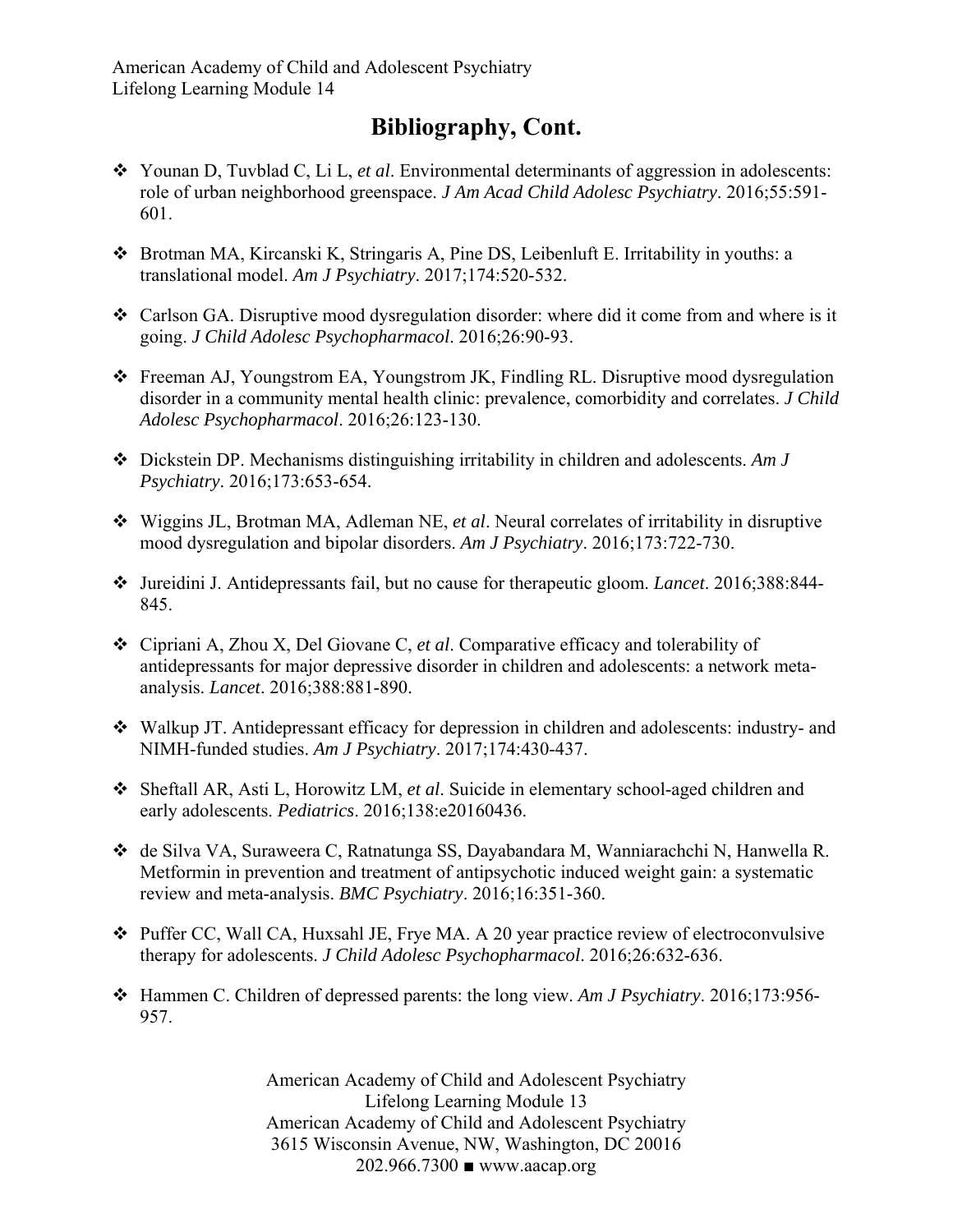# Bibliography, Cont.

- Younan D, Tuvblad C, Li L, *et al*. Environmental determinants of aggression in adolescents: role of urban neighborhood greenspace. *J Am Acad Child Adolesc Psychiatry*. 2016;55:591-601.

- Brotman MA, Kircanski K, Stringaris A, Pine DS, Leibenluft E. Irritability in youths: a translational model. *Am J Psychiatry*. 2017;174:520-532.

- Carlson GA. Disruptive mood dysregulation disorder: where did it come from and where is it going. *J Child Adolesc Psychopharmacol*. 2016;26:90-93.

- Freeman AJ, Youngstrom EA, Youngstrom JK, Findling RL. Disruptive mood dysregulation disorder in a community mental health clinic: prevalence, comorbidity and correlates. *J Child Adolesc Psychopharmacol*. 2016;26:123-130.

- Dickstein DP. Mechanisms distinguishing irritability in children and adolescents. *Am J Psychiatry*. 2016;173:653-654.

- Wiggins JL, Brotman MA, Adleman NE, *et al*. Neural correlates of irritability in disruptive mood dysregulation and bipolar disorders. *Am J Psychiatry*. 2016;173:722-730.

- Jureidini J. Antidepressants fail, but no cause for therapeutic gloom. *Lancet*. 2016;388:844-845.

- Cipriani A, Zhou X, Del Giovane C, *et al*. Comparative efficacy and tolerability of antidepressants for major depressive disorder in children and adolescents: a network meta-analysis. *Lancet*. 2016;388:881-890.

- Walkup JT. Antidepressant efficacy for depression in children and adolescents: industry- and NIMH-funded studies. *Am J Psychiatry*. 2017;174:430-437.

- Sheftall AR, Asti L, Horowitz LM, *et al*. Suicide in elementary school-aged children and early adolescents. *Pediatrics*. 2016;138:e20160436.

- de Silva VA, Suraweera C, Ratnatunga SS, Dayabandara M, Wanniarachchi N, Hanwella R. Metformin in prevention and treatment of antipsychotic induced weight gain: a systematic review and meta-analysis. *BMC Psychiatry*. 2016;16:351-360.

- Puffer CC, Wall CA, Huxsahl JE, Frye MA. A 20 year practice review of electroconvulsive therapy for adolescents. *J Child Adolesc Psychopharmacol*. 2016;26:632-636.

- Hammen C. Children of depressed parents: the long view. *Am J Psychiatry*. 2016;173:956-957.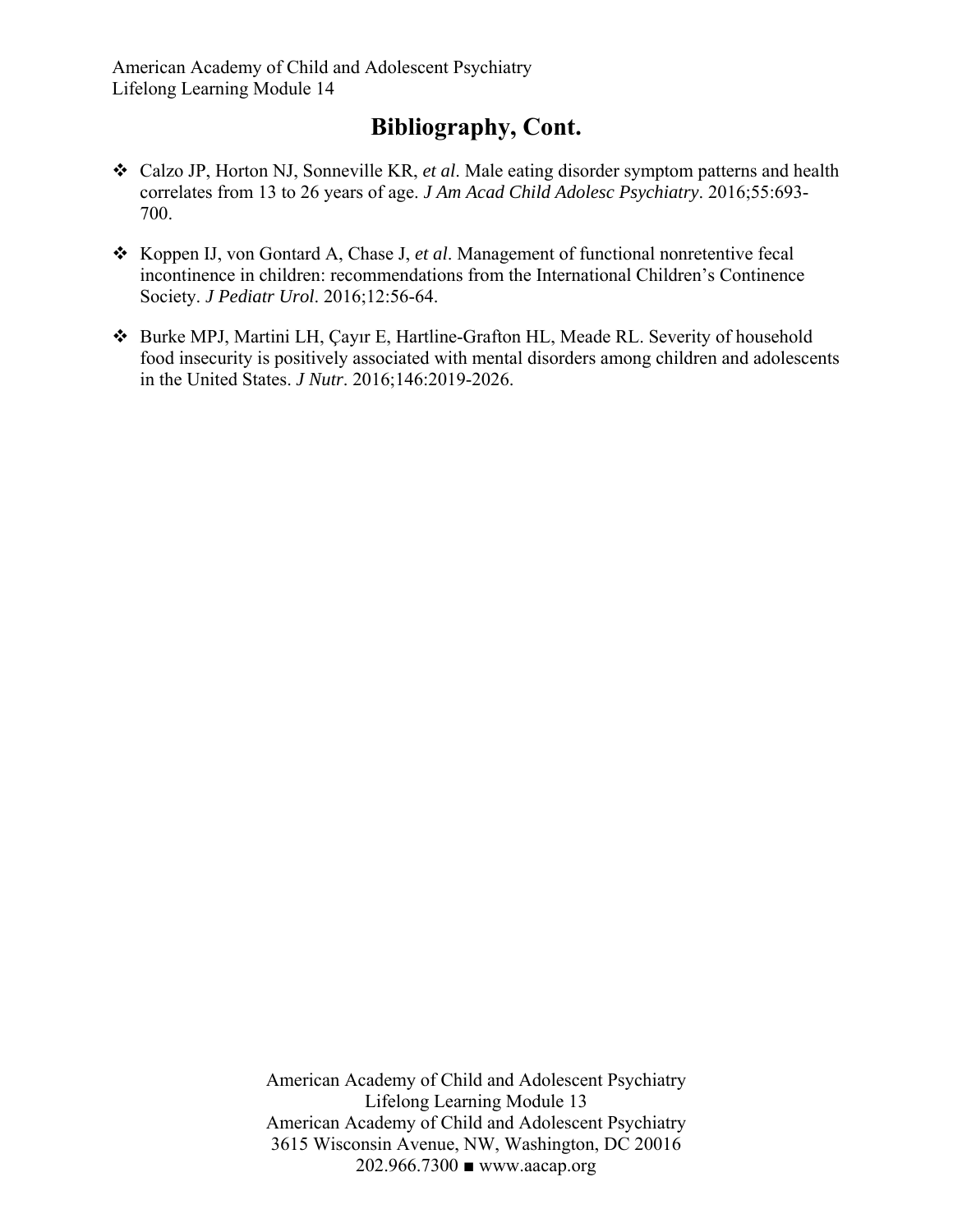## Bibliography, Cont.

- Calzo JP, Horton NJ, Sonneville KR, *et al*. Male eating disorder symptom patterns and health correlates from 13 to 26 years of age. *J Am Acad Child Adolesc Psychiatry*. 2016;55:693-700.

- Koppen IJ, von Gontard A, Chase J, *et al*. Management of functional nonretentive fecal incontinence in children: recommendations from the International Children's Continence Society. *J Pediatr Urol*. 2016;12:56-64.

- Burke MPJ, Martini LH, Çayır E, Hartline-Grafton HL, Meade RL. Severity of household food insecurity is positively associated with mental disorders among children and adolescents in the United States. *J Nutr*. 2016;146:2019-2026.